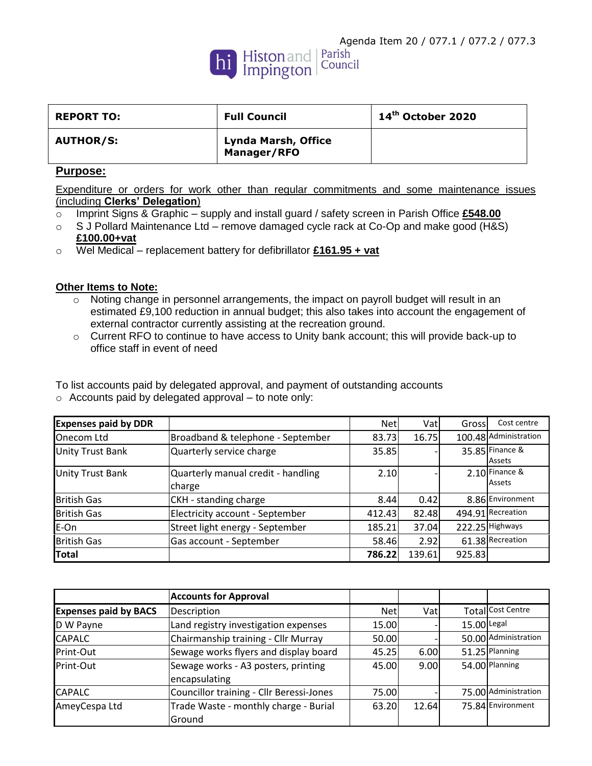Agenda Item 20 / 077.1 / 077.2 / 077.3

Histon and Impington Parish Council

| REPORT TO: | Full Council | 14th October 2020 |
|---|---|---|
| AUTHOR/S: | Lynda Marsh, Office Manager/RFO | |

## Purpose:

Expenditure or orders for work other than regular commitments and some maintenance issues (including **Clerks' Delegation**)

- Imprint Signs & Graphic – supply and install guard / safety screen in Parish Office **£548.00**
- S J Pollard Maintenance Ltd – remove damaged cycle rack at Co-Op and make good (H&S) **£100.00+vat**
- Wel Medical – replacement battery for defibrillator **£161.95 + vat**

## Other Items to Note:

- Noting change in personnel arrangements, the impact on payroll budget will result in an estimated £9,100 reduction in annual budget; this also takes into account the engagement of external contractor currently assisting at the recreation ground.
- Current RFO to continue to have access to Unity bank account; this will provide back-up to office staff in event of need

To list accounts paid by delegated approval, and payment of outstanding accounts

- Accounts paid by delegated approval – to note only:

| Expenses paid by DDR | | Net | Vat | Gross | Cost centre |
|---|---|---|---|---|---|
| Onecom Ltd | Broadband & telephone - September | 83.73 | 16.75 | 100.48 | Administration |
| Unity Trust Bank | Quarterly service charge | 35.85 | - | 35.85 | Finance & Assets |
| Unity Trust Bank | Quarterly manual credit - handling charge | 2.10 | - | 2.10 | Finance & Assets |
| British Gas | CKH - standing charge | 8.44 | 0.42 | 8.86 | Environment |
| British Gas | Electricity account - September | 412.43 | 82.48 | 494.91 | Recreation |
| E-On | Street light energy - September | 185.21 | 37.04 | 222.25 | Highways |
| British Gas | Gas account - September | 58.46 | 2.92 | 61.38 | Recreation |
| **Total** | | **786.22** | 139.61 | 925.83 | |

| | **Accounts for Approval** | | | | |
|---|---|---|---|---|---|
| **Expenses paid by BACS** | Description | Net | Vat | Total | Cost Centre |
| D W Payne | Land registry investigation expenses | 15.00 | - | 15.00 | Legal |
| CAPALC | Chairmanship training - Cllr Murray | 50.00 | - | 50.00 | Administration |
| Print-Out | Sewage works flyers and display board | 45.25 | 6.00 | 51.25 | Planning |
| Print-Out | Sewage works - A3 posters, printing encapsulating | 45.00 | 9.00 | 54.00 | Planning |
| CAPALC | Councillor training - Cllr Beressi-Jones | 75.00 | - | 75.00 | Administration |
| AmeyCespa Ltd | Trade Waste - monthly charge - Burial Ground | 63.20 | 12.64 | 75.84 | Environment |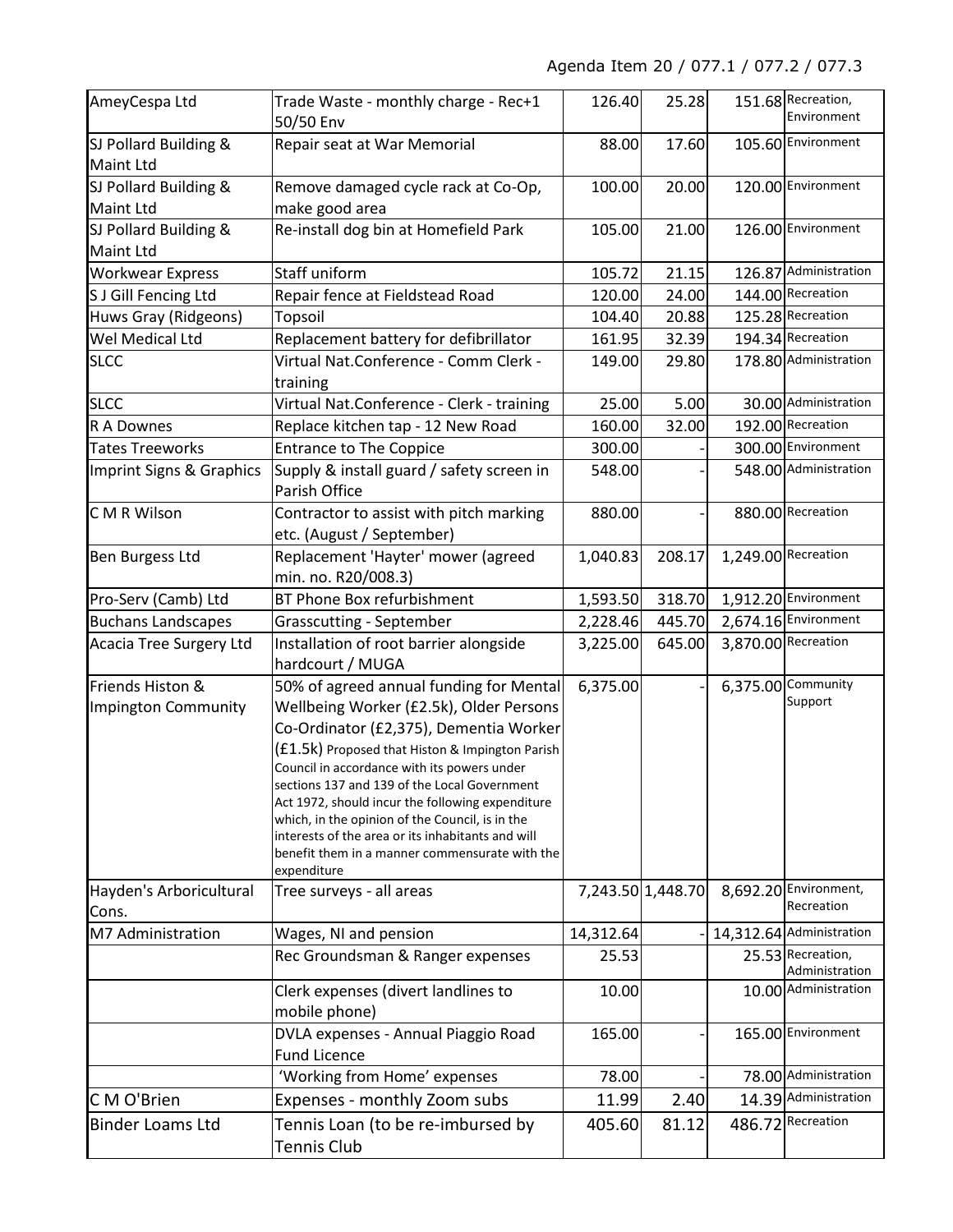Agenda Item 20 / 077.1 / 077.2 / 077.3

| | | | | | |
|---|---|---|---|---|---|
| AmeyCespa Ltd | Trade Waste - monthly charge - Rec+1 50/50 Env | 126.40 | 25.28 | 151.68 | Recreation, Environment |
| SJ Pollard Building & Maint Ltd | Repair seat at War Memorial | 88.00 | 17.60 | 105.60 | Environment |
| SJ Pollard Building & Maint Ltd | Remove damaged cycle rack at Co-Op, make good area | 100.00 | 20.00 | 120.00 | Environment |
| SJ Pollard Building & Maint Ltd | Re-install dog bin at Homefield Park | 105.00 | 21.00 | 126.00 | Environment |
| Workwear Express | Staff uniform | 105.72 | 21.15 | 126.87 | Administration |
| S J Gill Fencing Ltd | Repair fence at Fieldstead Road | 120.00 | 24.00 | 144.00 | Recreation |
| Huws Gray (Ridgeons) | Topsoil | 104.40 | 20.88 | 125.28 | Recreation |
| Wel Medical Ltd | Replacement battery for defibrillator | 161.95 | 32.39 | 194.34 | Recreation |
| SLCC | Virtual Nat.Conference - Comm Clerk - training | 149.00 | 29.80 | 178.80 | Administration |
| SLCC | Virtual Nat.Conference - Clerk - training | 25.00 | 5.00 | 30.00 | Administration |
| R A Downes | Replace kitchen tap - 12 New Road | 160.00 | 32.00 | 192.00 | Recreation |
| Tates Treeworks | Entrance to The Coppice | 300.00 | - | 300.00 | Environment |
| Imprint Signs & Graphics | Supply & install guard / safety screen in Parish Office | 548.00 | - | 548.00 | Administration |
| C M R Wilson | Contractor to assist with pitch marking etc. (August / September) | 880.00 | - | 880.00 | Recreation |
| Ben Burgess Ltd | Replacement 'Hayter' mower (agreed min. no. R20/008.3) | 1,040.83 | 208.17 | 1,249.00 | Recreation |
| Pro-Serv (Camb) Ltd | BT Phone Box refurbishment | 1,593.50 | 318.70 | 1,912.20 | Environment |
| Buchans Landscapes | Grasscutting - September | 2,228.46 | 445.70 | 2,674.16 | Environment |
| Acacia Tree Surgery Ltd | Installation of root barrier alongside hardcourt / MUGA | 3,225.00 | 645.00 | 3,870.00 | Recreation |
| Friends Histon & Impington Community | 50% of agreed annual funding for Mental Wellbeing Worker (£2.5k), Older Persons Co-Ordinator (£2,375), Dementia Worker (£1.5k) Proposed that Histon & Impington Parish Council in accordance with its powers under sections 137 and 139 of the Local Government Act 1972, should incur the following expenditure which, in the opinion of the Council, is in the interests of the area or its inhabitants and will benefit them in a manner commensurate with the expenditure | 6,375.00 | - | 6,375.00 | Community Support |
| Hayden's Arboricultural Cons. | Tree surveys - all areas | 7,243.50 | 1,448.70 | 8,692.20 | Environment, Recreation |
| M7 Administration | Wages, NI and pension | 14,312.64 | - | 14,312.64 | Administration |
| | Rec Groundsman & Ranger expenses | 25.53 | | 25.53 | Recreation, Administration |
| | Clerk expenses (divert landlines to mobile phone) | 10.00 | | 10.00 | Administration |
| | DVLA expenses - Annual Piaggio Road Fund Licence | 165.00 | - | 165.00 | Environment |
| | 'Working from Home' expenses | 78.00 | - | 78.00 | Administration |
| C M O'Brien | Expenses - monthly Zoom subs | 11.99 | 2.40 | 14.39 | Administration |
| Binder Loams Ltd | Tennis Loan (to be re-imbursed by Tennis Club | 405.60 | 81.12 | 486.72 | Recreation |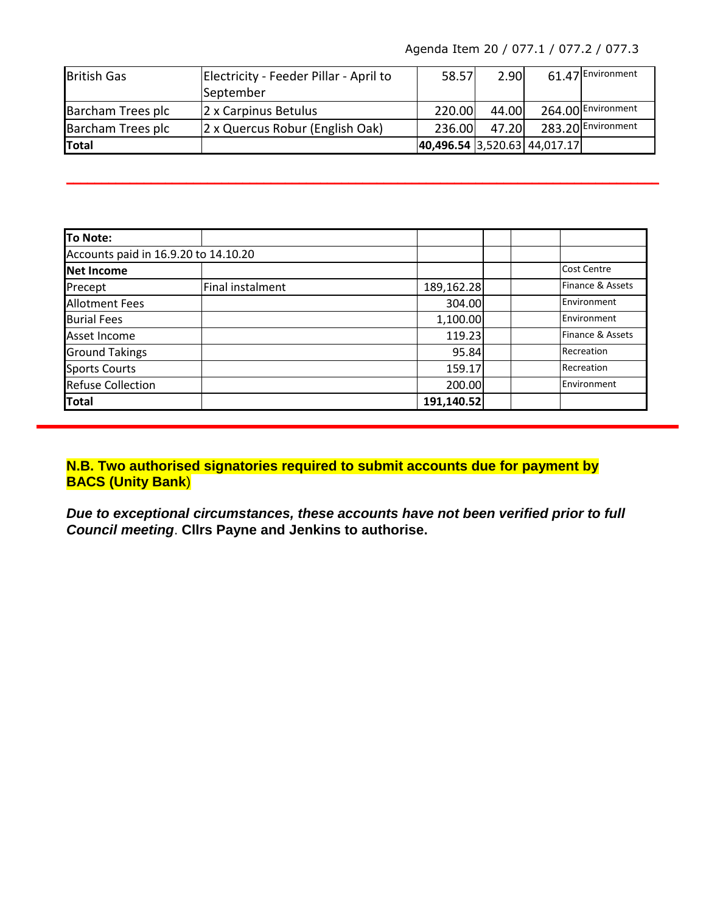Agenda Item 20 / 077.1 / 077.2 / 077.3

| | | | | | |
|---|---|---|---|---|---|
| British Gas | Electricity - Feeder Pillar - April to September | 58.57 | 2.90 | 61.47 | Environment |
| Barcham Trees plc | 2 x Carpinus Betulus | 220.00 | 44.00 | 264.00 | Environment |
| Barcham Trees plc | 2 x Quercus Robur (English Oak) | 236.00 | 47.20 | 283.20 | Environment |
| **Total** | | **40,496.54** | 3,520.63 | 44,017.17 | |

| | | | | | |
|---|---|---|---|---|---|
| **To Note:** | | | | | |
| Accounts paid in 16.9.20 to 14.10.20 | | | | | |
| **Net Income** | | | | | Cost Centre |
| Precept | Final instalment | 189,162.28 | | | Finance & Assets |
| Allotment Fees | | 304.00 | | | Environment |
| Burial Fees | | 1,100.00 | | | Environment |
| Asset Income | | 119.23 | | | Finance & Assets |
| Ground Takings | | 95.84 | | | Recreation |
| Sports Courts | | 159.17 | | | Recreation |
| Refuse Collection | | 200.00 | | | Environment |
| **Total** | | **191,140.52** | | | |

**N.B. Two authorised signatories required to submit accounts due for payment by BACS (Unity Bank)**

***Due to exceptional circumstances, these accounts have not been verified prior to full Council meeting*. Cllrs Payne and Jenkins to authorise.**